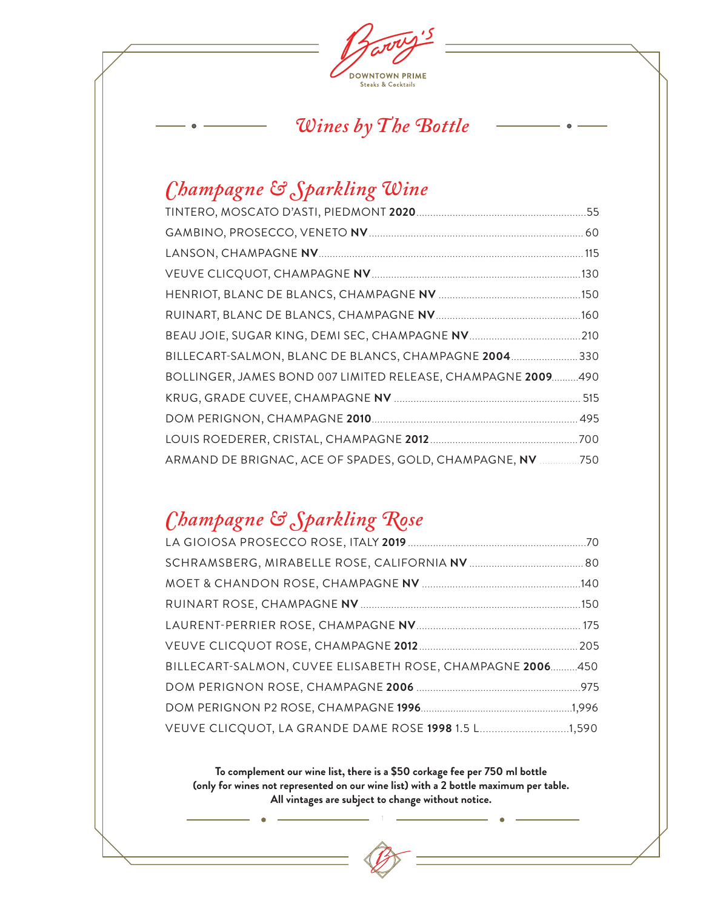Barry's
DOWNTOWN PRIME
Steaks & Cocktails

# Wines by The Bottle

## Champagne & Sparkling Wine

TINTERO, MOSCATO D'ASTI, PIEDMONT **2020**.....55

GAMBINO, PROSECCO, VENETO **NV**.....60

LANSON, CHAMPAGNE **NV**.....115

VEUVE CLICQUOT, CHAMPAGNE **NV**.....130

HENRIOT, BLANC DE BLANCS, CHAMPAGNE **NV**.....150

RUINART, BLANC DE BLANCS, CHAMPAGNE **NV**.....160

BEAU JOIE, SUGAR KING, DEMI SEC, CHAMPAGNE **NV**.....210

BILLECART-SALMON, BLANC DE BLANCS, CHAMPAGNE **2004**.....330

BOLLINGER, JAMES BOND 007 LIMITED RELEASE, CHAMPAGNE **2009**.....490

KRUG, GRADE CUVEE, CHAMPAGNE **NV**.....515

DOM PERIGNON, CHAMPAGNE **2010**.....495

LOUIS ROEDERER, CRISTAL, CHAMPAGNE **2012**.....700

ARMAND DE BRIGNAC, ACE OF SPADES, GOLD, CHAMPAGNE, **NV**.....750

## Champagne & Sparkling Rose

LA GIOIOSA PROSECCO ROSE, ITALY **2019**.....70

SCHRAMSBERG, MIRABELLE ROSE, CALIFORNIA **NV**.....80

MOET & CHANDON ROSE, CHAMPAGNE **NV**.....140

RUINART ROSE, CHAMPAGNE **NV**.....150

LAURENT-PERRIER ROSE, CHAMPAGNE **NV**.....175

VEUVE CLICQUOT ROSE, CHAMPAGNE **2012**.....205

BILLECART-SALMON, CUVEE ELISABETH ROSE, CHAMPAGNE **2006**.....450

DOM PERIGNON ROSE, CHAMPAGNE **2006**.....975

DOM PERIGNON P2 ROSE, CHAMPAGNE **1996**.....1,996

VEUVE CLICQUOT, LA GRANDE DAME ROSE **1998** 1.5 L.....1,590

**To complement our wine list, there is a $50 corkage fee per 750 ml bottle (only for wines not represented on our wine list) with a 2 bottle maximum per table. All vintages are subject to change without notice.**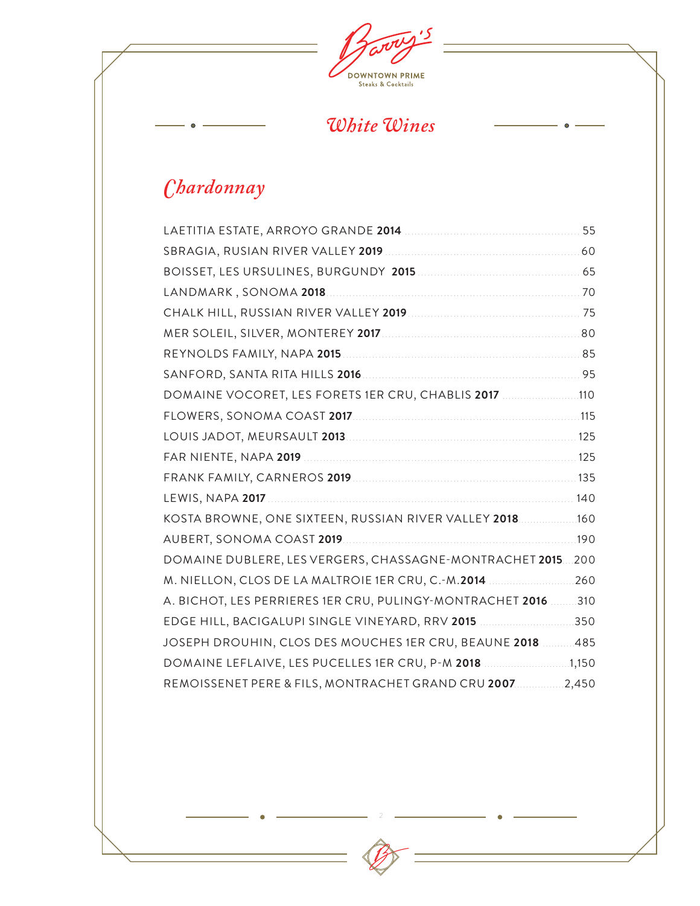Barry's
DOWNTOWN PRIME
Steaks & Cocktails

# *White Wines*

## *Chardonnay*

| Wine | Price |
|---|---|
| LAETITIA ESTATE, ARROYO GRANDE **2014** | 55 |
| SBRAGIA, RUSIAN RIVER VALLEY **2019** | 60 |
| BOISSET, LES URSULINES, BURGUNDY **2015** | 65 |
| LANDMARK , SONOMA **2018** | 70 |
| CHALK HILL, RUSSIAN RIVER VALLEY **2019** | 75 |
| MER SOLEIL, SILVER, MONTEREY **2017** | 80 |
| REYNOLDS FAMILY, NAPA **2015** | 85 |
| SANFORD, SANTA RITA HILLS **2016** | 95 |
| DOMAINE VOCORET, LES FORETS 1ER CRU, CHABLIS **2017** | 110 |
| FLOWERS, SONOMA COAST **2017** | 115 |
| LOUIS JADOT, MEURSAULT **2013** | 125 |
| FAR NIENTE, NAPA **2019** | 125 |
| FRANK FAMILY, CARNEROS **2019** | 135 |
| LEWIS, NAPA **2017** | 140 |
| KOSTA BROWNE, ONE SIXTEEN, RUSSIAN RIVER VALLEY **2018** | 160 |
| AUBERT, SONOMA COAST **2019** | 190 |
| DOMAINE DUBLERE, LES VERGERS, CHASSAGNE-MONTRACHET **2015** | 200 |
| M. NIELLON, CLOS DE LA MALTROIE 1ER CRU, C.-M.**2014** | 260 |
| A. BICHOT, LES PERRIERES 1ER CRU, PULINGY-MONTRACHET **2016** | 310 |
| EDGE HILL, BACIGALUPI SINGLE VINEYARD, RRV **2015** | 350 |
| JOSEPH DROUHIN, CLOS DES MOUCHES 1ER CRU, BEAUNE **2018** | 485 |
| DOMAINE LEFLAIVE, LES PUCELLES 1ER CRU, P-M **2018** | 1,150 |
| REMOISSENET PERE & FILS, MONTRACHET GRAND CRU **2007** | 2,450 |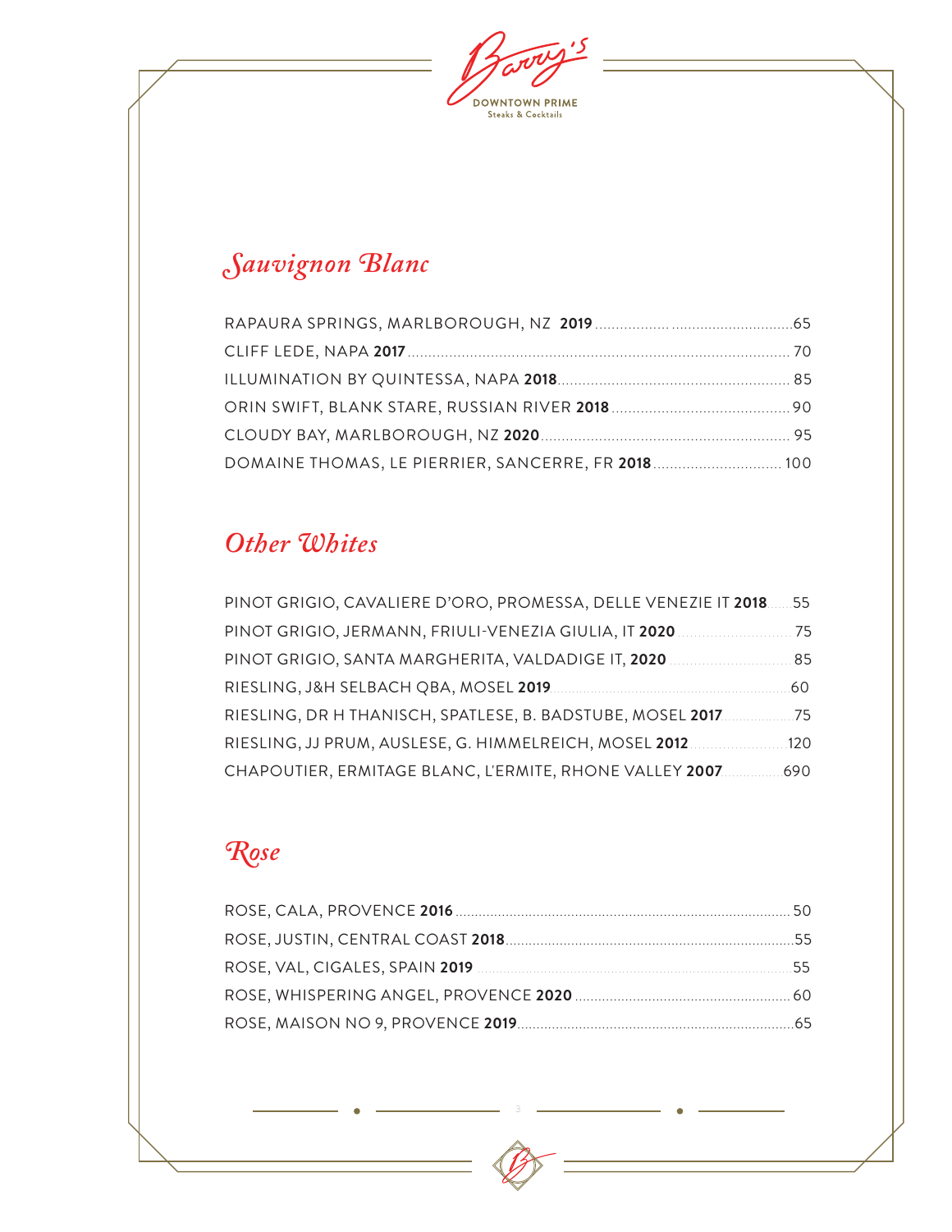# Barry's

DOWNTOWN PRIME
Steaks & Cocktails

## Sauvignon Blanc

| Wine | Price |
|---|---|
| RAPAURA SPRINGS, MARLBOROUGH, NZ **2019** | 65 |
| CLIFF LEDE, NAPA **2017** | 70 |
| ILLUMINATION BY QUINTESSA, NAPA **2018** | 85 |
| ORIN SWIFT, BLANK STARE, RUSSIAN RIVER **2018** | 90 |
| CLOUDY BAY, MARLBOROUGH, NZ **2020** | 95 |
| DOMAINE THOMAS, LE PIERRIER, SANCERRE, FR **2018** | 100 |

## Other Whites

| Wine | Price |
|---|---|
| PINOT GRIGIO, CAVALIERE D'ORO, PROMESSA, DELLE VENEZIE IT **2018** | 55 |
| PINOT GRIGIO, JERMANN, FRIULI-VENEZIA GIULIA, IT **2020** | 75 |
| PINOT GRIGIO, SANTA MARGHERITA, VALDADIGE IT, **2020** | 85 |
| RIESLING, J&H SELBACH QBA, MOSEL **2019** | 60 |
| RIESLING, DR H THANISCH, SPATLESE, B. BADSTUBE, MOSEL **2017** | 75 |
| RIESLING, JJ PRUM, AUSLESE, G. HIMMELREICH, MOSEL **2012** | 120 |
| CHAPOUTIER, ERMITAGE BLANC, L'ERMITE, RHONE VALLEY **2007** | 690 |

## Rose

| Wine | Price |
|---|---|
| ROSE, CALA, PROVENCE **2016** | 50 |
| ROSE, JUSTIN, CENTRAL COAST **2018** | 55 |
| ROSE, VAL, CIGALES, SPAIN **2019** | 55 |
| ROSE, WHISPERING ANGEL, PROVENCE **2020** | 60 |
| ROSE, MAISON NO 9, PROVENCE **2019** | 65 |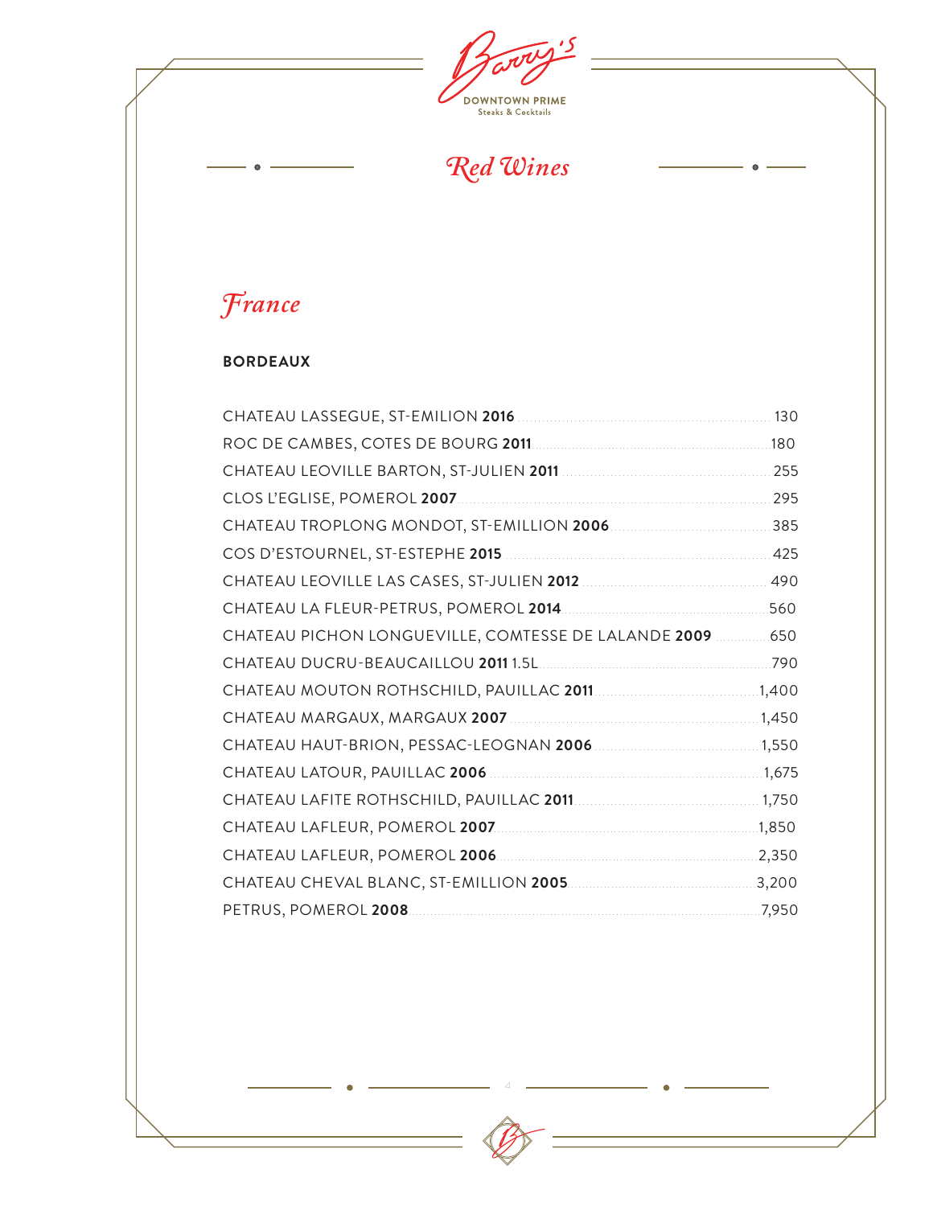# Red Wines

## France

### BORDEAUX

| Wine | Price |
|---|---|
| CHATEAU LASSEGUE, ST-EMILION **2016** | 130 |
| ROC DE CAMBES, COTES DE BOURG **2011** | 180 |
| CHATEAU LEOVILLE BARTON, ST-JULIEN **2011** | 255 |
| CLOS L'EGLISE, POMEROL **2007** | 295 |
| CHATEAU TROPLONG MONDOT, ST-EMILLION **2006** | 385 |
| COS D'ESTOURNEL, ST-ESTEPHE **2015** | 425 |
| CHATEAU LEOVILLE LAS CASES, ST-JULIEN **2012** | 490 |
| CHATEAU LA FLEUR-PETRUS, POMEROL **2014** | 560 |
| CHATEAU PICHON LONGUEVILLE, COMTESSE DE LALANDE **2009** | 650 |
| CHATEAU DUCRU-BEAUCAILLOU **2011** 1.5L | 790 |
| CHATEAU MOUTON ROTHSCHILD, PAUILLAC **2011** | 1,400 |
| CHATEAU MARGAUX, MARGAUX **2007** | 1,450 |
| CHATEAU HAUT-BRION, PESSAC-LEOGNAN **2006** | 1,550 |
| CHATEAU LATOUR, PAUILLAC **2006** | 1,675 |
| CHATEAU LAFITE ROTHSCHILD, PAUILLAC **2011** | 1,750 |
| CHATEAU LAFLEUR, POMEROL **2007** | 1,850 |
| CHATEAU LAFLEUR, POMEROL **2006** | 2,350 |
| CHATEAU CHEVAL BLANC, ST-EMILLION **2005** | 3,200 |
| PETRUS, POMEROL **2008** | 7,950 |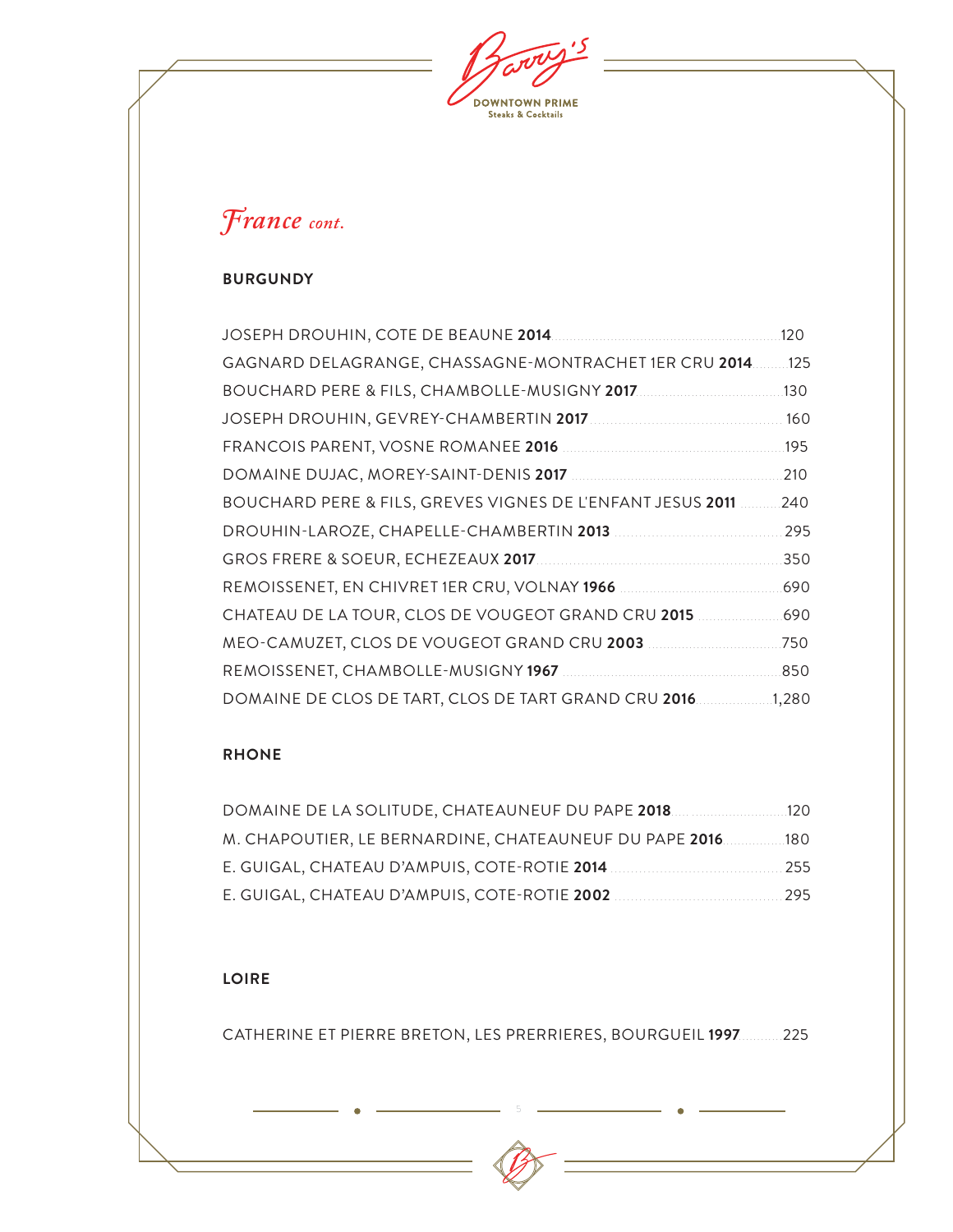# *France cont.*

## BURGUNDY

JOSEPH DROUHIN, COTE DE BEAUNE **2014** ........ 120

GAGNARD DELAGRANGE, CHASSAGNE-MONTRACHET 1ER CRU **2014** ........ 125

BOUCHARD PERE & FILS, CHAMBOLLE-MUSIGNY **2017** ........ 130

JOSEPH DROUHIN, GEVREY-CHAMBERTIN **2017** ........ 160

FRANCOIS PARENT, VOSNE ROMANEE **2016** ........ 195

DOMAINE DUJAC, MOREY-SAINT-DENIS **2017** ........ 210

BOUCHARD PERE & FILS, GREVES VIGNES DE L'ENFANT JESUS **2011** ........ 240

DROUHIN-LAROZE, CHAPELLE-CHAMBERTIN **2013** ........ 295

GROS FRERE & SOEUR, ECHEZEAUX **2017** ........ 350

REMOISSENET, EN CHIVRET 1ER CRU, VOLNAY **1966** ........ 690

CHATEAU DE LA TOUR, CLOS DE VOUGEOT GRAND CRU **2015** ........ 690

MEO-CAMUZET, CLOS DE VOUGEOT GRAND CRU **2003** ........ 750

REMOISSENET, CHAMBOLLE-MUSIGNY **1967** ........ 850

DOMAINE DE CLOS DE TART, CLOS DE TART GRAND CRU **2016** ........ 1,280

## RHONE

DOMAINE DE LA SOLITUDE, CHATEAUNEUF DU PAPE **2018** ........ 120

M. CHAPOUTIER, LE BERNARDINE, CHATEAUNEUF DU PAPE **2016** ........ 180

E. GUIGAL, CHATEAU D'AMPUIS, COTE-ROTIE **2014** ........ 255

E. GUIGAL, CHATEAU D'AMPUIS, COTE-ROTIE **2002** ........ 295

## LOIRE

CATHERINE ET PIERRE BRETON, LES PRERRIERES, BOURGUEIL **1997** ........ 225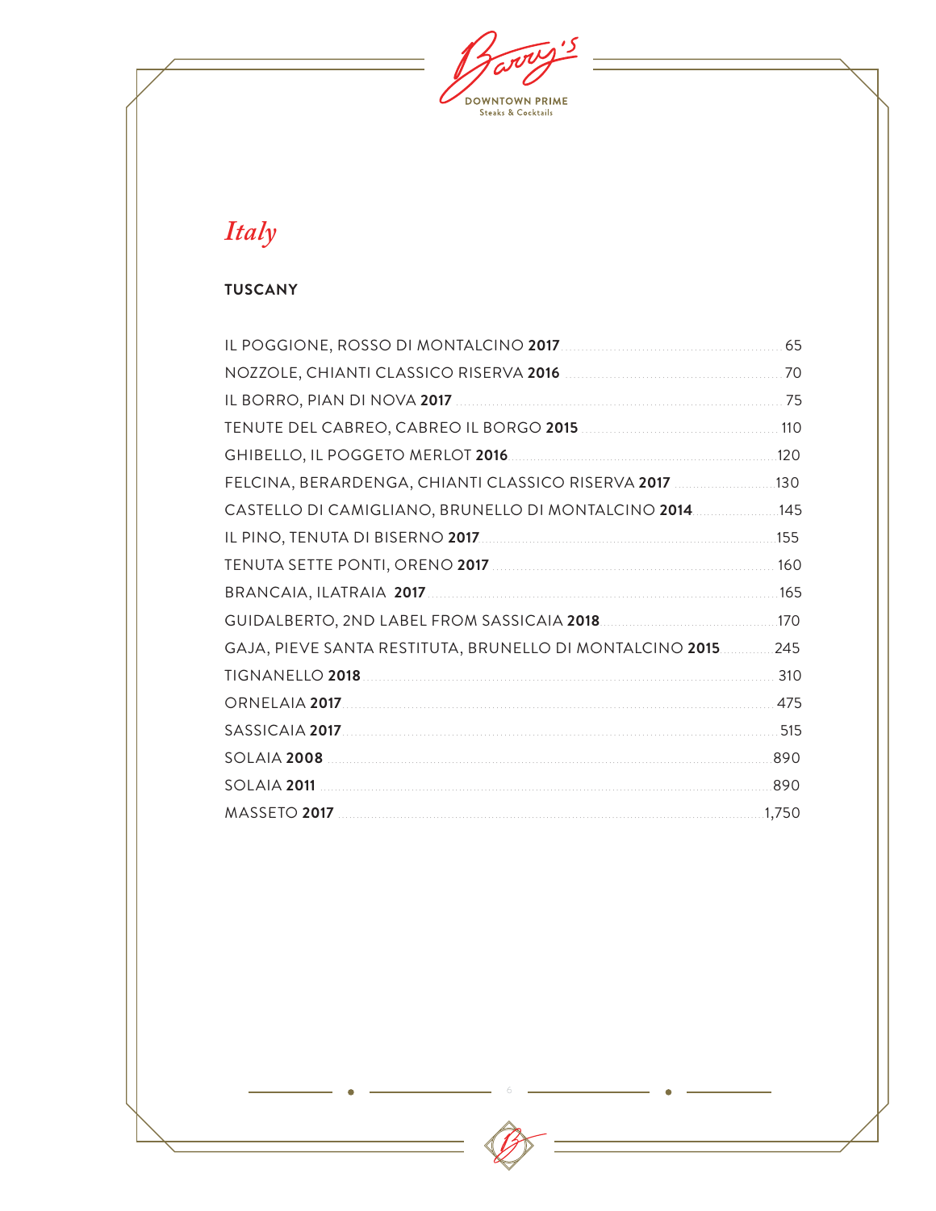# *Italy*

## TUSCANY

| Wine | Price |
|---|---|
| IL POGGIONE, ROSSO DI MONTALCINO **2017** | 65 |
| NOZZOLE, CHIANTI CLASSICO RISERVA **2016** | 70 |
| IL BORRO, PIAN DI NOVA **2017** | 75 |
| TENUTE DEL CABREO, CABREO IL BORGO **2015** | 110 |
| GHIBELLO, IL POGGETO MERLOT **2016** | 120 |
| FELCINA, BERARDENGA, CHIANTI CLASSICO RISERVA **2017** | 130 |
| CASTELLO DI CAMIGLIANO, BRUNELLO DI MONTALCINO **2014** | 145 |
| IL PINO, TENUTA DI BISERNO **2017** | 155 |
| TENUTA SETTE PONTI, ORENO **2017** | 160 |
| BRANCAIA, ILATRAIA **2017** | 165 |
| GUIDALBERTO, 2ND LABEL FROM SASSICAIA **2018** | 170 |
| GAJA, PIEVE SANTA RESTITUTA, BRUNELLO DI MONTALCINO **2015** | 245 |
| TIGNANELLO **2018** | 310 |
| ORNELAIA **2017** | 475 |
| SASSICAIA **2017** | 515 |
| SOLAIA **2008** | 890 |
| SOLAIA **2011** | 890 |
| MASSETO **2017** | 1,750 |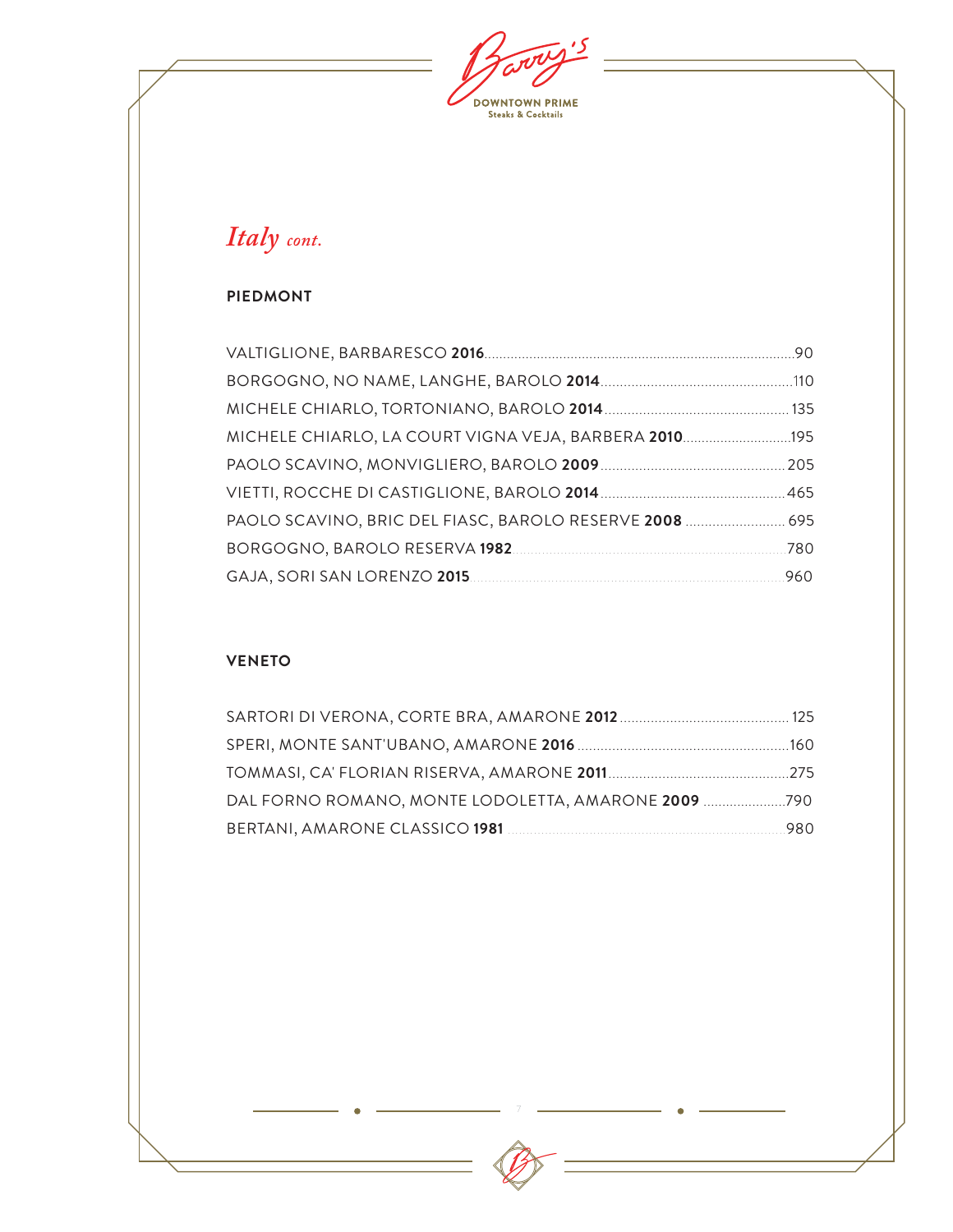# *Italy cont.*

## PIEDMONT

VALTIGLIONE, BARBARESCO **2016** .......... 90
BORGOGNO, NO NAME, LANGHE, BAROLO **2014** .......... 110
MICHELE CHIARLO, TORTONIANO, BAROLO **2014** .......... 135
MICHELE CHIARLO, LA COURT VIGNA VEJA, BARBERA **2010** .......... 195
PAOLO SCAVINO, MONVIGLIERO, BAROLO **2009** .......... 205
VIETTI, ROCCHE DI CASTIGLIONE, BAROLO **2014** .......... 465
PAOLO SCAVINO, BRIC DEL FIASC, BAROLO RESERVE **2008** .......... 695
BORGOGNO, BAROLO RESERVA **1982** .......... 780
GAJA, SORI SAN LORENZO **2015** .......... 960

## VENETO

SARTORI DI VERONA, CORTE BRA, AMARONE **2012** .......... 125
SPERI, MONTE SANT'UBANO, AMARONE **2016** .......... 160
TOMMASI, CA' FLORIAN RISERVA, AMARONE **2011** .......... 275
DAL FORNO ROMANO, MONTE LODOLETTA, AMARONE **2009** .......... 790
BERTANI, AMARONE CLASSICO **1981** .......... 980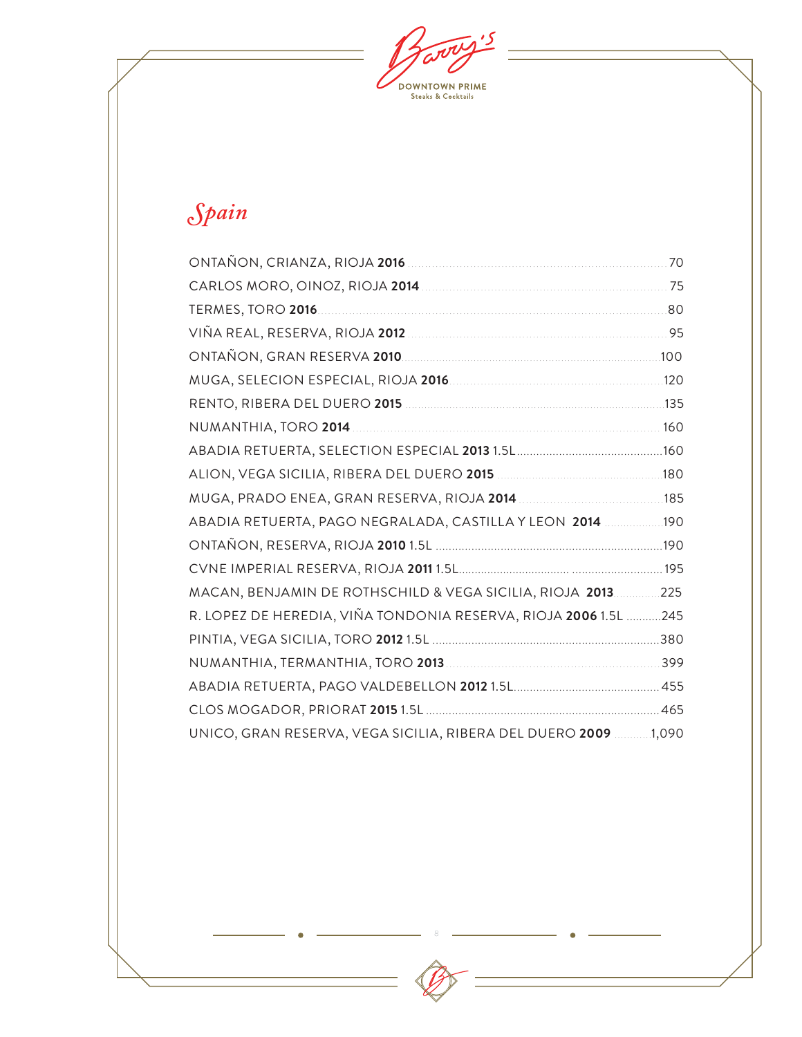# Spain

| Wine | Price |
|---|---|
| ONTAÑON, CRIANZA, RIOJA **2016** | 70 |
| CARLOS MORO, OINOZ, RIOJA **2014** | 75 |
| TERMES, TORO **2016** | 80 |
| VIÑA REAL, RESERVA, RIOJA **2012** | 95 |
| ONTAÑON, GRAN RESERVA **2010** | 100 |
| MUGA, SELECION ESPECIAL, RIOJA **2016** | 120 |
| RENTO, RIBERA DEL DUERO **2015** | 135 |
| NUMANTHIA, TORO **2014** | 160 |
| ABADIA RETUERTA, SELECTION ESPECIAL **2013** 1.5L | 160 |
| ALION, VEGA SICILIA, RIBERA DEL DUERO **2015** | 180 |
| MUGA, PRADO ENEA, GRAN RESERVA, RIOJA **2014** | 185 |
| ABADIA RETUERTA, PAGO NEGRALADA, CASTILLA Y LEON **2014** | 190 |
| ONTAÑON, RESERVA, RIOJA **2010** 1.5L | 190 |
| CVNE IMPERIAL RESERVA, RIOJA **2011** 1.5L | 195 |
| MACAN, BENJAMIN DE ROTHSCHILD & VEGA SICILIA, RIOJA **2013** | 225 |
| R. LOPEZ DE HEREDIA, VIÑA TONDONIA RESERVA, RIOJA **2006** 1.5L | 245 |
| PINTIA, VEGA SICILIA, TORO **2012** 1.5L | 380 |
| NUMANTHIA, TERMANTHIA, TORO **2013** | 399 |
| ABADIA RETUERTA, PAGO VALDEBELLON **2012** 1.5L | 455 |
| CLOS MOGADOR, PRIORAT **2015** 1.5L | 465 |
| UNICO, GRAN RESERVA, VEGA SICILIA, RIBERA DEL DUERO **2009** | 1,090 |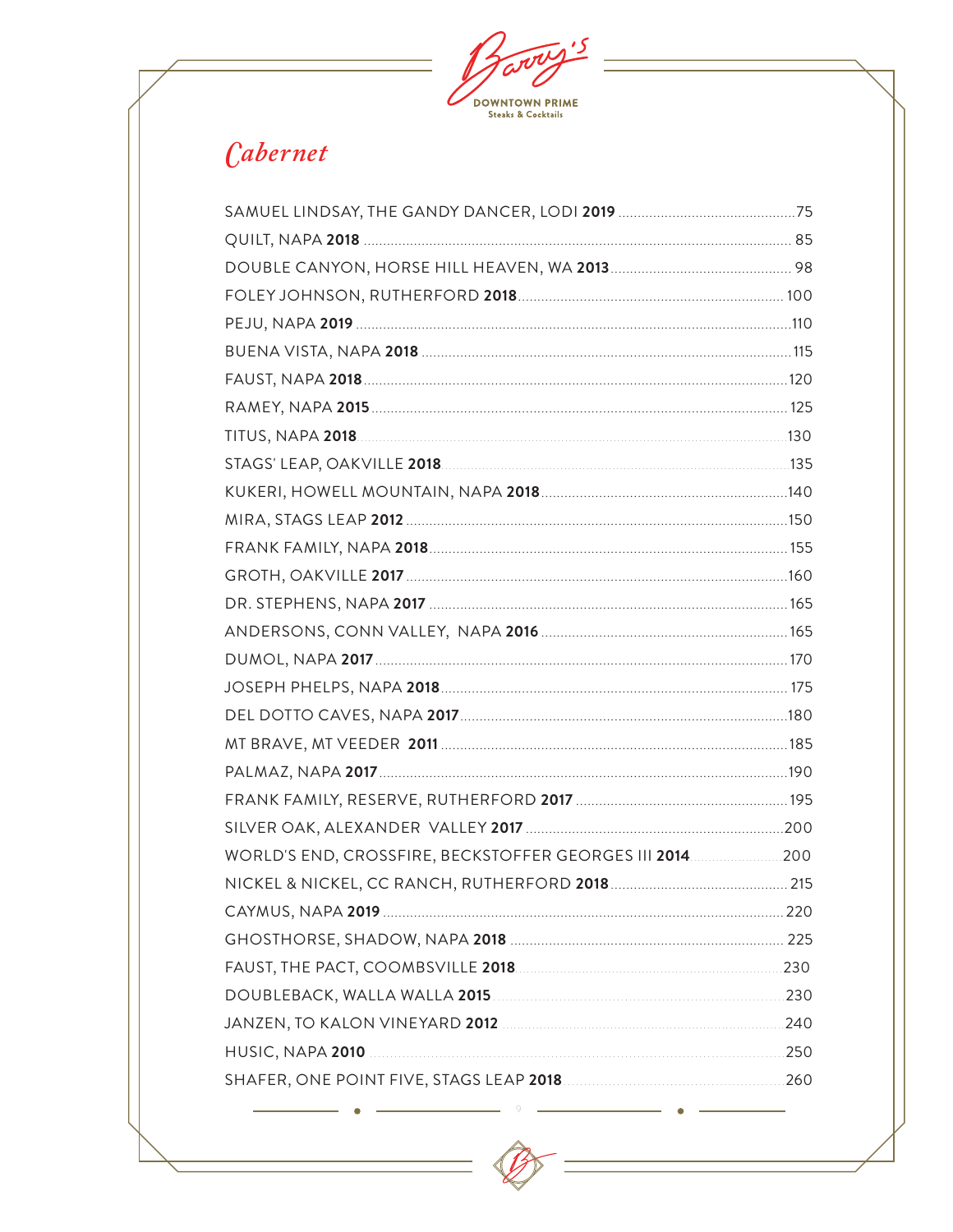# Cabernet

SAMUEL LINDSAY, THE GANDY DANCER, LODI **2019** .......75
QUILT, NAPA **2018** .......85
DOUBLE CANYON, HORSE HILL HEAVEN, WA **2013** .......98
FOLEY JOHNSON, RUTHERFORD **2018** .......100
PEJU, NAPA **2019** .......110
BUENA VISTA, NAPA **2018** .......115
FAUST, NAPA **2018** .......120
RAMEY, NAPA **2015** .......125
TITUS, NAPA **2018** .......130
STAGS' LEAP, OAKVILLE **2018** .......135
KUKERI, HOWELL MOUNTAIN, NAPA **2018** .......140
MIRA, STAGS LEAP **2012** .......150
FRANK FAMILY, NAPA **2018** .......155
GROTH, OAKVILLE **2017** .......160
DR. STEPHENS, NAPA **2017** .......165
ANDERSONS, CONN VALLEY, NAPA **2016** .......165
DUMOL, NAPA **2017** .......170
JOSEPH PHELPS, NAPA **2018** .......175
DEL DOTTO CAVES, NAPA **2017** .......180
MT BRAVE, MT VEEDER **2011** .......185
PALMAZ, NAPA **2017** .......190
FRANK FAMILY, RESERVE, RUTHERFORD **2017** .......195
SILVER OAK, ALEXANDER VALLEY **2017** .......200
WORLD'S END, CROSSFIRE, BECKSTOFFER GEORGES III **2014** .......200
NICKEL & NICKEL, CC RANCH, RUTHERFORD **2018** .......215
CAYMUS, NAPA **2019** .......220
GHOSTHORSE, SHADOW, NAPA **2018** .......225
FAUST, THE PACT, COOMBSVILLE **2018** .......230
DOUBLEBACK, WALLA WALLA **2015** .......230
JANZEN, TO KALON VINEYARD **2012** .......240
HUSIC, NAPA **2010** .......250
SHAFER, ONE POINT FIVE, STAGS LEAP **2018** .......260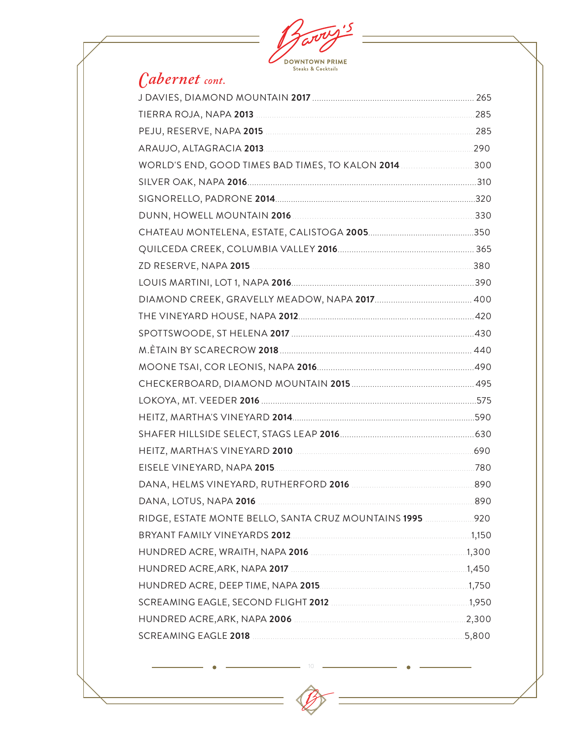Barry's
DOWNTOWN PRIME
Steaks & Cocktails

## *Cabernet cont.*

| Wine | Price |
|---|---|
| J DAVIES, DIAMOND MOUNTAIN **2017** | 265 |
| TIERRA ROJA, NAPA **2013** | 285 |
| PEJU, RESERVE, NAPA **2015** | 285 |
| ARAUJO, ALTAGRACIA **2013** | 290 |
| WORLD'S END, GOOD TIMES BAD TIMES, TO KALON **2014** | 300 |
| SILVER OAK, NAPA **2016** | 310 |
| SIGNORELLO, PADRONE **2014** | 320 |
| DUNN, HOWELL MOUNTAIN **2016** | 330 |
| CHATEAU MONTELENA, ESTATE, CALISTOGA **2005** | 350 |
| QUILCEDA CREEK, COLUMBIA VALLEY **2016** | 365 |
| ZD RESERVE, NAPA **2015** | 380 |
| LOUIS MARTINI, LOT 1, NAPA **2016** | 390 |
| DIAMOND CREEK, GRAVELLY MEADOW, NAPA **2017** | 400 |
| THE VINEYARD HOUSE, NAPA **2012** | 420 |
| SPOTTSWOODE, ST HELENA **2017** | 430 |
| M.ÈTAIN BY SCARECROW **2018** | 440 |
| MOONE TSAI, COR LEONIS, NAPA **2016** | 490 |
| CHECKERBOARD, DIAMOND MOUNTAIN **2015** | 495 |
| LOKOYA, MT. VEEDER **2016** | 575 |
| HEITZ, MARTHA'S VINEYARD **2014** | 590 |
| SHAFER HILLSIDE SELECT, STAGS LEAP **2016** | 630 |
| HEITZ, MARTHA'S VINEYARD **2010** | 690 |
| EISELE VINEYARD, NAPA **2015** | 780 |
| DANA, HELMS VINEYARD, RUTHERFORD **2016** | 890 |
| DANA, LOTUS, NAPA **2016** | 890 |
| RIDGE, ESTATE MONTE BELLO, SANTA CRUZ MOUNTAINS **1995** | 920 |
| BRYANT FAMILY VINEYARDS **2012** | 1,150 |
| HUNDRED ACRE, WRAITH, NAPA **2016** | 1,300 |
| HUNDRED ACRE,ARK, NAPA **2017** | 1,450 |
| HUNDRED ACRE, DEEP TIME, NAPA **2015** | 1,750 |
| SCREAMING EAGLE, SECOND FLIGHT **2012** | 1,950 |
| HUNDRED ACRE,ARK, NAPA **2006** | 2,300 |
| SCREAMING EAGLE **2018** | 5,800 |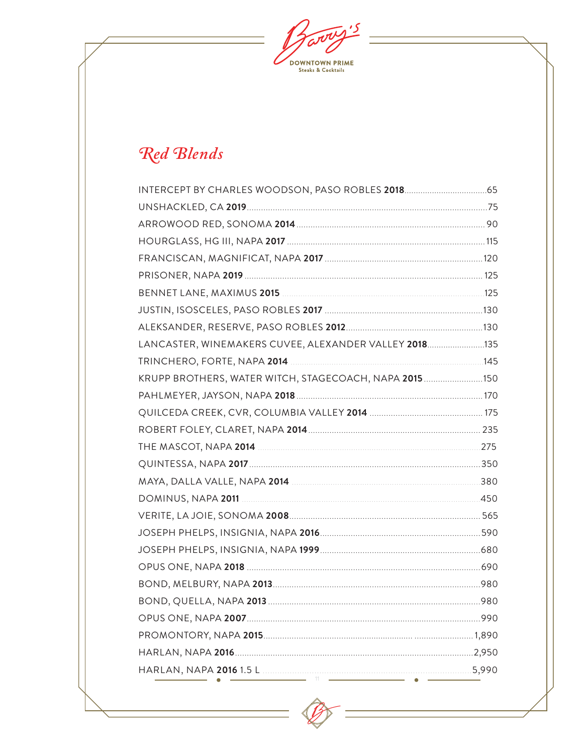# Red Blends

| Wine | Price |
|---|---|
| INTERCEPT BY CHARLES WOODSON, PASO ROBLES **2018** | 65 |
| UNSHACKLED, CA **2019** | 75 |
| ARROWOOD RED, SONOMA **2014** | 90 |
| HOURGLASS, HG III, NAPA **2017** | 115 |
| FRANCISCAN, MAGNIFICAT, NAPA **2017** | 120 |
| PRISONER, NAPA **2019** | 125 |
| BENNET LANE, MAXIMUS **2015** | 125 |
| JUSTIN, ISOSCELES, PASO ROBLES **2017** | 130 |
| ALEKSANDER, RESERVE, PASO ROBLES **2012** | 130 |
| LANCASTER, WINEMAKERS CUVEE, ALEXANDER VALLEY **2018** | 135 |
| TRINCHERO, FORTE, NAPA **2014** | 145 |
| KRUPP BROTHERS, WATER WITCH, STAGECOACH, NAPA **2015** | 150 |
| PAHLMEYER, JAYSON, NAPA **2018** | 170 |
| QUILCEDA CREEK, CVR, COLUMBIA VALLEY **2014** | 175 |
| ROBERT FOLEY, CLARET, NAPA **2014** | 235 |
| THE MASCOT, NAPA **2014** | 275 |
| QUINTESSA, NAPA **2017** | 350 |
| MAYA, DALLA VALLE, NAPA **2014** | 380 |
| DOMINUS, NAPA **2011** | 450 |
| VERITE, LA JOIE, SONOMA **2008** | 565 |
| JOSEPH PHELPS, INSIGNIA, NAPA **2016** | 590 |
| JOSEPH PHELPS, INSIGNIA, NAPA **1999** | 680 |
| OPUS ONE, NAPA **2018** | 690 |
| BOND, MELBURY, NAPA **2013** | 980 |
| BOND, QUELLA, NAPA **2013** | 980 |
| OPUS ONE, NAPA **2007** | 990 |
| PROMONTORY, NAPA **2015** | 1,890 |
| HARLAN, NAPA **2016** | 2,950 |
| HARLAN, NAPA **2016** 1.5 L | 5,990 |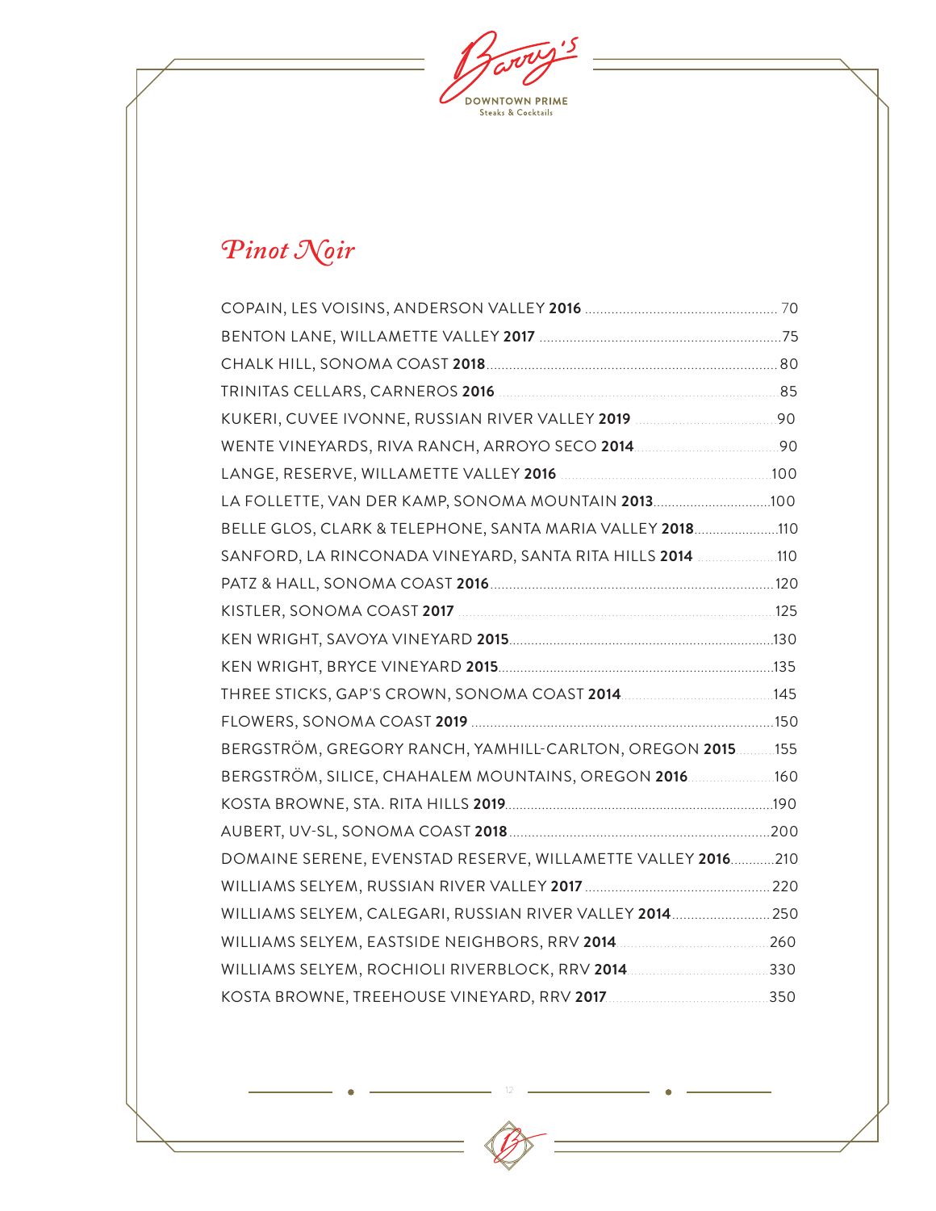Barry's
DOWNTOWN PRIME
Steaks & Cocktails

## *Pinot Noir*

COPAIN, LES VOISINS, ANDERSON VALLEY **2016** .......... 70

BENTON LANE, WILLAMETTE VALLEY **2017** .......... 75

CHALK HILL, SONOMA COAST **2018** .......... 80

TRINITAS CELLARS, CARNEROS **2016** .......... 85

KUKERI, CUVEE IVONNE, RUSSIAN RIVER VALLEY **2019** .......... 90

WENTE VINEYARDS, RIVA RANCH, ARROYO SECO **2014** .......... 90

LANGE, RESERVE, WILLAMETTE VALLEY **2016** .......... 100

LA FOLLETTE, VAN DER KAMP, SONOMA MOUNTAIN **2013** .......... 100

BELLE GLOS, CLARK & TELEPHONE, SANTA MARIA VALLEY **2018** .......... 110

SANFORD, LA RINCONADA VINEYARD, SANTA RITA HILLS **2014** .......... 110

PATZ & HALL, SONOMA COAST **2016** .......... 120

KISTLER, SONOMA COAST **2017** .......... 125

KEN WRIGHT, SAVOYA VINEYARD **2015** .......... 130

KEN WRIGHT, BRYCE VINEYARD **2015** .......... 135

THREE STICKS, GAP'S CROWN, SONOMA COAST **2014** .......... 145

FLOWERS, SONOMA COAST **2019** .......... 150

BERGSTRÖM, GREGORY RANCH, YAMHILL-CARLTON, OREGON **2015** .......... 155

BERGSTRÖM, SILICE, CHAHALEM MOUNTAINS, OREGON **2016** .......... 160

KOSTA BROWNE, STA. RITA HILLS **2019** .......... 190

AUBERT, UV-SL, SONOMA COAST **2018** .......... 200

DOMAINE SERENE, EVENSTAD RESERVE, WILLAMETTE VALLEY **2016** .......... 210

WILLIAMS SELYEM, RUSSIAN RIVER VALLEY **2017** .......... 220

WILLIAMS SELYEM, CALEGARI, RUSSIAN RIVER VALLEY **2014** .......... 250

WILLIAMS SELYEM, EASTSIDE NEIGHBORS, RRV **2014** .......... 260

WILLIAMS SELYEM, ROCHIOLI RIVERBLOCK, RRV **2014** .......... 330

KOSTA BROWNE, TREEHOUSE VINEYARD, RRV **2017** .......... 350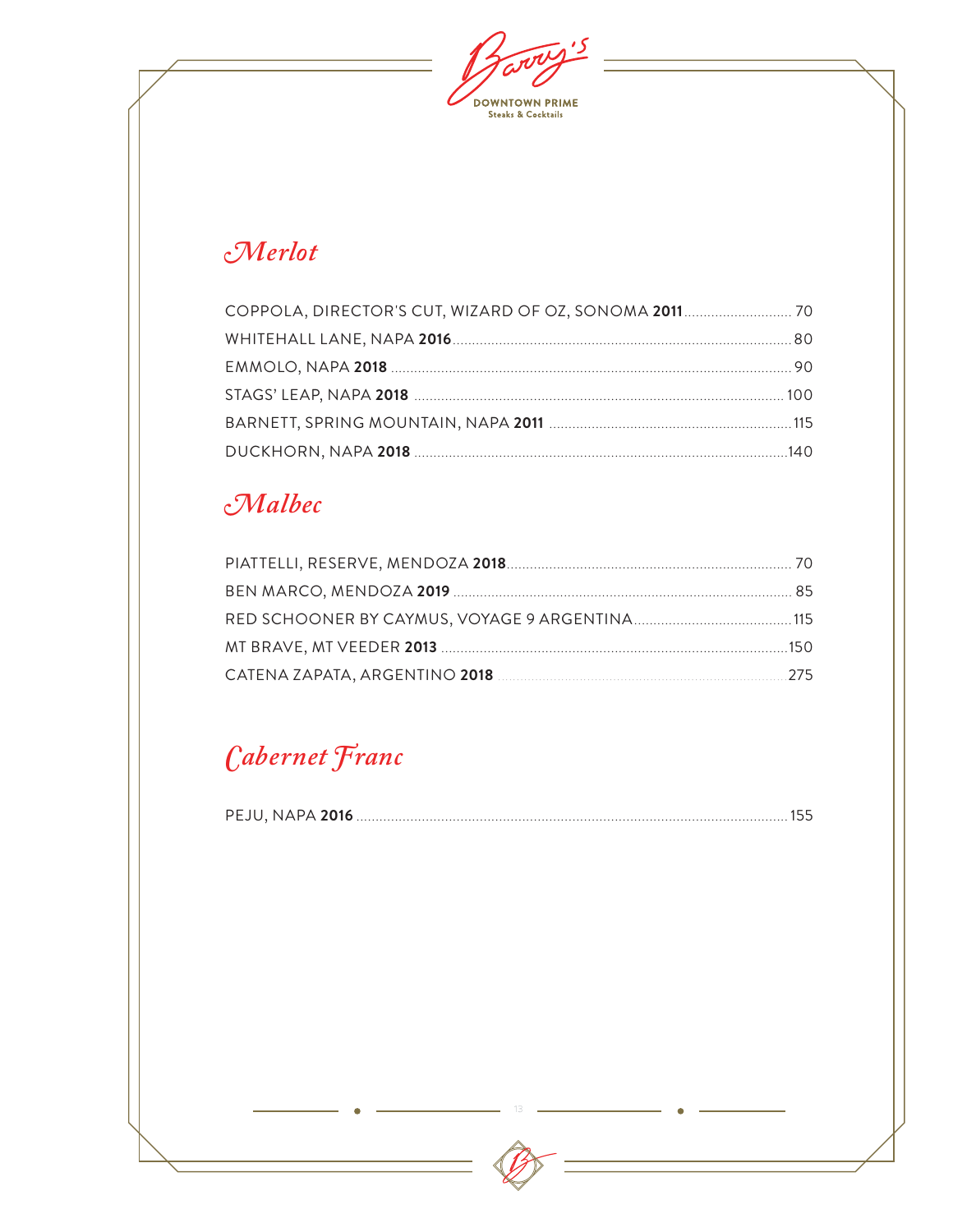Barry's

DOWNTOWN PRIME
Steaks & Cocktails

## *Merlot*

COPPOLA, DIRECTOR'S CUT, WIZARD OF OZ, SONOMA **2011** ........ 70
WHITEHALL LANE, NAPA **2016** ........ 80
EMMOLO, NAPA **2018** ........ 90
STAGS' LEAP, NAPA **2018** ........ 100
BARNETT, SPRING MOUNTAIN, NAPA **2011** ........ 115
DUCKHORN, NAPA **2018** ........ 140

## *Malbec*

PIATTELLI, RESERVE, MENDOZA **2018** ........ 70
BEN MARCO, MENDOZA **2019** ........ 85
RED SCHOONER BY CAYMUS, VOYAGE 9 ARGENTINA ........ 115
MT BRAVE, MT VEEDER **2013** ........ 150
CATENA ZAPATA, ARGENTINO **2018** ........ 275

## *Cabernet Franc*

PEJU, NAPA **2016** ........ 155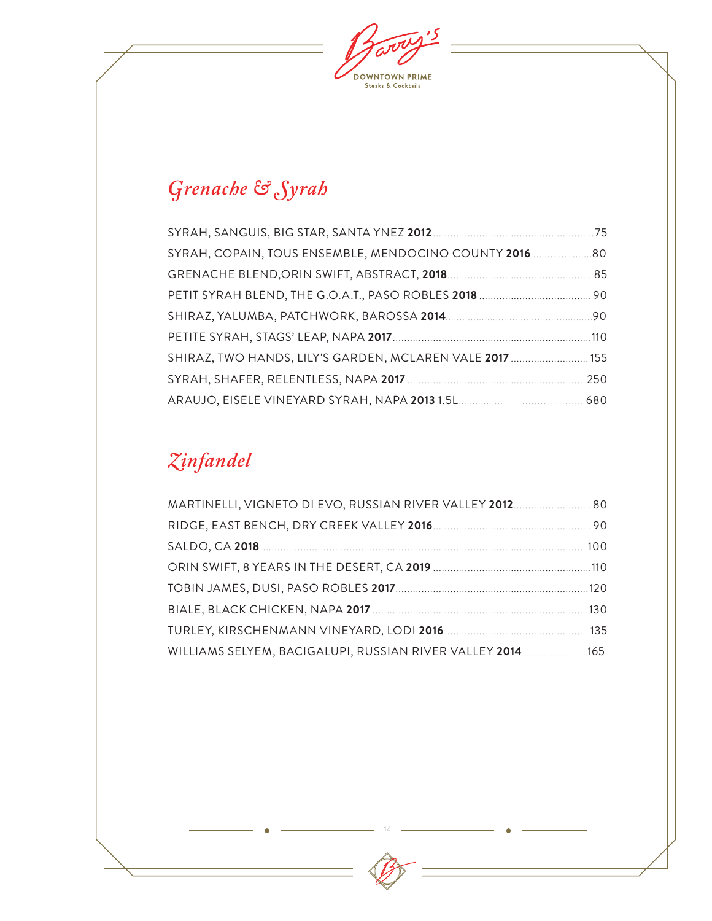## *Grenache & Syrah*

SYRAH, SANGUIS, BIG STAR, SANTA YNEZ **2012**........75

SYRAH, COPAIN, TOUS ENSEMBLE, MENDOCINO COUNTY **2016**........80

GRENACHE BLEND,ORIN SWIFT, ABSTRACT, **2018**........85

PETIT SYRAH BLEND, THE G.O.A.T., PASO ROBLES **2018**........90

SHIRAZ, YALUMBA, PATCHWORK, BAROSSA **2014**........90

PETITE SYRAH, STAGS' LEAP, NAPA **2017**........110

SHIRAZ, TWO HANDS, LILY'S GARDEN, MCLAREN VALE **2017**........155

SYRAH, SHAFER, RELENTLESS, NAPA **2017**........250

ARAUJO, EISELE VINEYARD SYRAH, NAPA **2013** 1.5L........680

## *Zinfandel*

MARTINELLI, VIGNETO DI EVO, RUSSIAN RIVER VALLEY **2012**........80

RIDGE, EAST BENCH, DRY CREEK VALLEY **2016**........90

SALDO, CA **2018**........100

ORIN SWIFT, 8 YEARS IN THE DESERT, CA **2019**........110

TOBIN JAMES, DUSI, PASO ROBLES **2017**........120

BIALE, BLACK CHICKEN, NAPA **2017**........130

TURLEY, KIRSCHENMANN VINEYARD, LODI **2016**........135

WILLIAMS SELYEM, BACIGALUPI, RUSSIAN RIVER VALLEY **2014**........165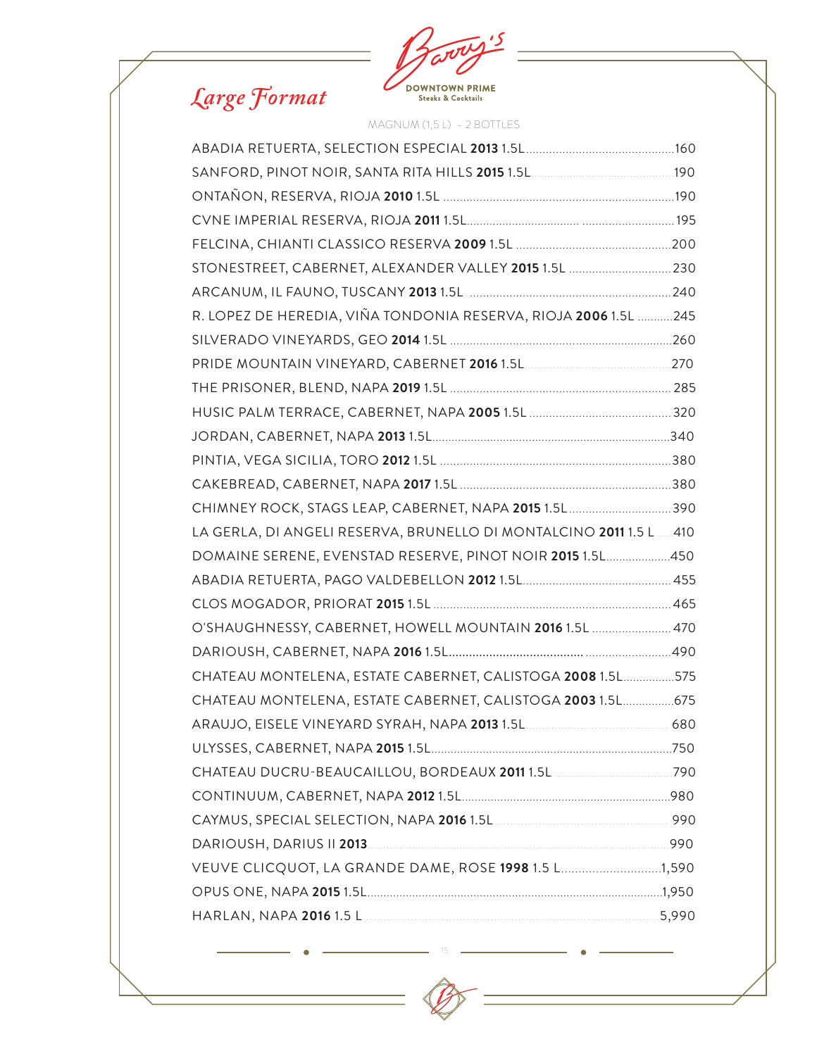Barry's
DOWNTOWN PRIME
Steaks & Cocktails

# *Large Format*

MAGNUM (1,5 L) - 2 BOTTLES

| Wine | Price |
|---|---|
| ABADIA RETUERTA, SELECTION ESPECIAL **2013** 1.5L | 160 |
| SANFORD, PINOT NOIR, SANTA RITA HILLS **2015** 1.5L | 190 |
| ONTAÑON, RESERVA, RIOJA **2010** 1.5L | 190 |
| CVNE IMPERIAL RESERVA, RIOJA **2011** 1.5L | 195 |
| FELCINA, CHIANTI CLASSICO RESERVA **2009** 1.5L | 200 |
| STONESTREET, CABERNET, ALEXANDER VALLEY **2015** 1.5L | 230 |
| ARCANUM, IL FAUNO, TUSCANY **2013** 1.5L | 240 |
| R. LOPEZ DE HEREDIA, VIÑA TONDONIA RESERVA, RIOJA **2006** 1.5L | 245 |
| SILVERADO VINEYARDS, GEO **2014** 1.5L | 260 |
| PRIDE MOUNTAIN VINEYARD, CABERNET **2016** 1.5L | 270 |
| THE PRISONER, BLEND, NAPA **2019** 1.5L | 285 |
| HUSIC PALM TERRACE, CABERNET, NAPA **2005** 1.5L | 320 |
| JORDAN, CABERNET, NAPA **2013** 1.5L | 340 |
| PINTIA, VEGA SICILIA, TORO **2012** 1.5L | 380 |
| CAKEBREAD, CABERNET, NAPA **2017** 1.5L | 380 |
| CHIMNEY ROCK, STAGS LEAP, CABERNET, NAPA **2015** 1.5L | 390 |
| LA GERLA, DI ANGELI RESERVA, BRUNELLO DI MONTALCINO **2011** 1.5 L | 410 |
| DOMAINE SERENE, EVENSTAD RESERVE, PINOT NOIR **2015** 1.5L | 450 |
| ABADIA RETUERTA, PAGO VALDEBELLON **2012** 1.5L | 455 |
| CLOS MOGADOR, PRIORAT **2015** 1.5L | 465 |
| O'SHAUGHNESSY, CABERNET, HOWELL MOUNTAIN **2016** 1.5L | 470 |
| DARIOUSH, CABERNET, NAPA **2016** 1.5L | 490 |
| CHATEAU MONTELENA, ESTATE CABERNET, CALISTOGA **2008** 1.5L | 575 |
| CHATEAU MONTELENA, ESTATE CABERNET, CALISTOGA **2003** 1.5L | 675 |
| ARAUJO, EISELE VINEYARD SYRAH, NAPA **2013** 1.5L | 680 |
| ULYSSES, CABERNET, NAPA **2015** 1.5L | 750 |
| CHATEAU DUCRU-BEAUCAILLOU, BORDEAUX **2011** 1.5L | 790 |
| CONTINUUM, CABERNET, NAPA **2012** 1.5L | 980 |
| CAYMUS, SPECIAL SELECTION, NAPA **2016** 1.5L | 990 |
| DARIOUSH, DARIUS II **2013** | 990 |
| VEUVE CLICQUOT, LA GRANDE DAME, ROSE **1998** 1.5 L | 1,590 |
| OPUS ONE, NAPA **2015** 1.5L | 1,950 |
| HARLAN, NAPA **2016** 1.5 L | 5,990 |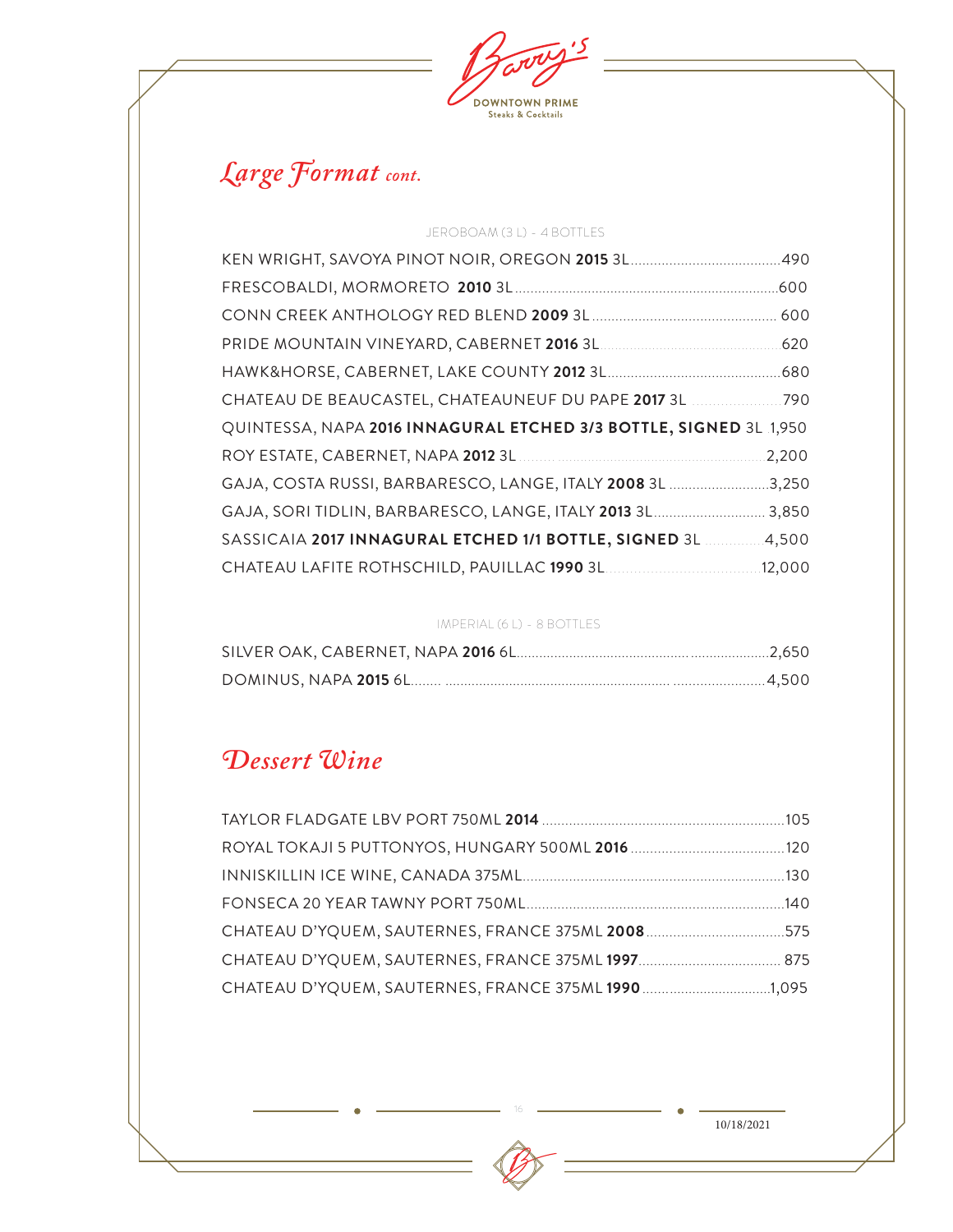## *Large Format cont.*

JEROBOAM (3 L) - 4 BOTTLES

KEN WRIGHT, SAVOYA PINOT NOIR, OREGON **2015** 3L....490

FRESCOBALDI, MORMORETO **2010** 3L....600

CONN CREEK ANTHOLOGY RED BLEND **2009** 3L.... 600

PRIDE MOUNTAIN VINEYARD, CABERNET **2016** 3L....620

HAWK&HORSE, CABERNET, LAKE COUNTY **2012** 3L....680

CHATEAU DE BEAUCASTEL, CHATEAUNEUF DU PAPE **2017** 3L....790

QUINTESSA, NAPA **2016 INNAGURAL ETCHED 3/3 BOTTLE, SIGNED** 3L .1,950

ROY ESTATE, CABERNET, NAPA **2012** 3L....2,200

GAJA, COSTA RUSSI, BARBARESCO, LANGE, ITALY **2008** 3L....3,250

GAJA, SORI TIDLIN, BARBARESCO, LANGE, ITALY **2013** 3L.... 3,850

SASSICAIA **2017 INNAGURAL ETCHED 1/1 BOTTLE, SIGNED** 3L....4,500

CHATEAU LAFITE ROTHSCHILD, PAUILLAC **1990** 3L....12,000

IMPERIAL (6 L) - 8 BOTTLES

SILVER OAK, CABERNET, NAPA **2016** 6L....2,650

DOMINUS, NAPA **2015** 6L....4,500

## *Dessert Wine*

TAYLOR FLADGATE LBV PORT 750ML **2014**....105

ROYAL TOKAJI 5 PUTTONYOS, HUNGARY 500ML **2016**....120

INNISKILLIN ICE WINE, CANADA 375ML....130

FONSECA 20 YEAR TAWNY PORT 750ML....140

CHATEAU D'YQUEM, SAUTERNES, FRANCE 375ML **2008**....575

CHATEAU D'YQUEM, SAUTERNES, FRANCE 375ML **1997**.... 875

CHATEAU D'YQUEM, SAUTERNES, FRANCE 375ML **1990**....1,095

10/18/2021